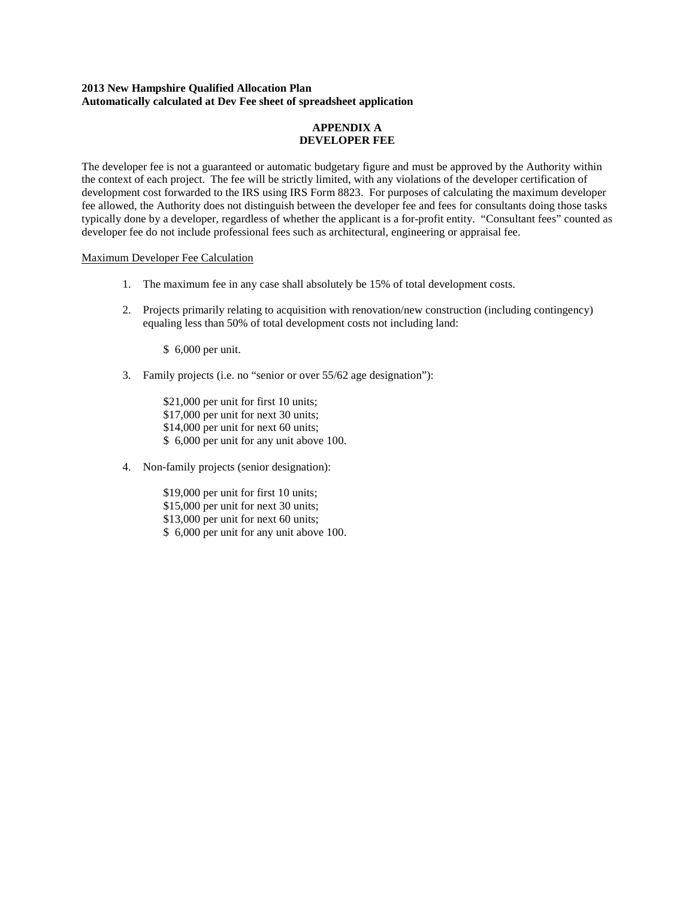**2013 New Hampshire Qualified Allocation Plan**
**Automatically calculated at Dev Fee sheet of spreadsheet application**

# APPENDIX A
# DEVELOPER FEE

The developer fee is not a guaranteed or automatic budgetary figure and must be approved by the Authority within the context of each project. The fee will be strictly limited, with any violations of the developer certification of development cost forwarded to the IRS using IRS Form 8823. For purposes of calculating the maximum developer fee allowed, the Authority does not distinguish between the developer fee and fees for consultants doing those tasks typically done by a developer, regardless of whether the applicant is a for-profit entity. "Consultant fees" counted as developer fee do not include professional fees such as architectural, engineering or appraisal fee.

Maximum Developer Fee Calculation

1. The maximum fee in any case shall absolutely be 15% of total development costs.

2. Projects primarily relating to acquisition with renovation/new construction (including contingency) equaling less than 50% of total development costs not including land:

   $ 6,000 per unit.

3. Family projects (i.e. no "senior or over 55/62 age designation"):

   $21,000 per unit for first 10 units;
   $17,000 per unit for next 30 units;
   $14,000 per unit for next 60 units;
   $ 6,000 per unit for any unit above 100.

4. Non-family projects (senior designation):

   $19,000 per unit for first 10 units;
   $15,000 per unit for next 30 units;
   $13,000 per unit for next 60 units;
   $ 6,000 per unit for any unit above 100.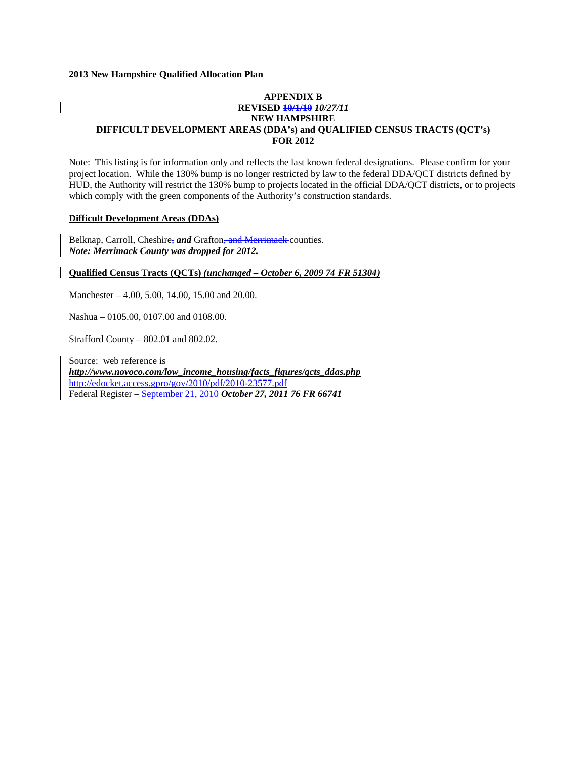**2013 New Hampshire Qualified Allocation Plan**

**APPENDIX B**
**REVISED ~~10/1/10~~ *10/27/11***
**NEW HAMPSHIRE**
**DIFFICULT DEVELOPMENT AREAS (DDA's) and QUALIFIED CENSUS TRACTS (QCT's)**
**FOR 2012**

Note: This listing is for information only and reflects the last known federal designations. Please confirm for your project location. While the 130% bump is no longer restricted by law to the federal DDA/QCT districts defined by HUD, the Authority will restrict the 130% bump to projects located in the official DDA/QCT districts, or to projects which comply with the green components of the Authority's construction standards.

**Difficult Development Areas (DDAs)**

Belknap, Carroll, Cheshire~~,~~ ***and*** Grafton~~, and Merrimack~~ counties.
***Note: Merrimack County was dropped for 2012.***

**Qualified Census Tracts (QCTs) *(unchanged – October 6, 2009 74 FR 51304)***

Manchester – 4.00, 5.00, 14.00, 15.00 and 20.00.

Nashua – 0105.00, 0107.00 and 0108.00.

Strafford County – 802.01 and 802.02.

Source: web reference is
***http://www.novoco.com/low_income_housing/facts_figures/qcts_ddas.php***
~~http://edocket.access.gpro/gov/2010/pdf/2010-23577.pdf~~
Federal Register – ~~September 21, 2010~~ ***October 27, 2011 76 FR 66741***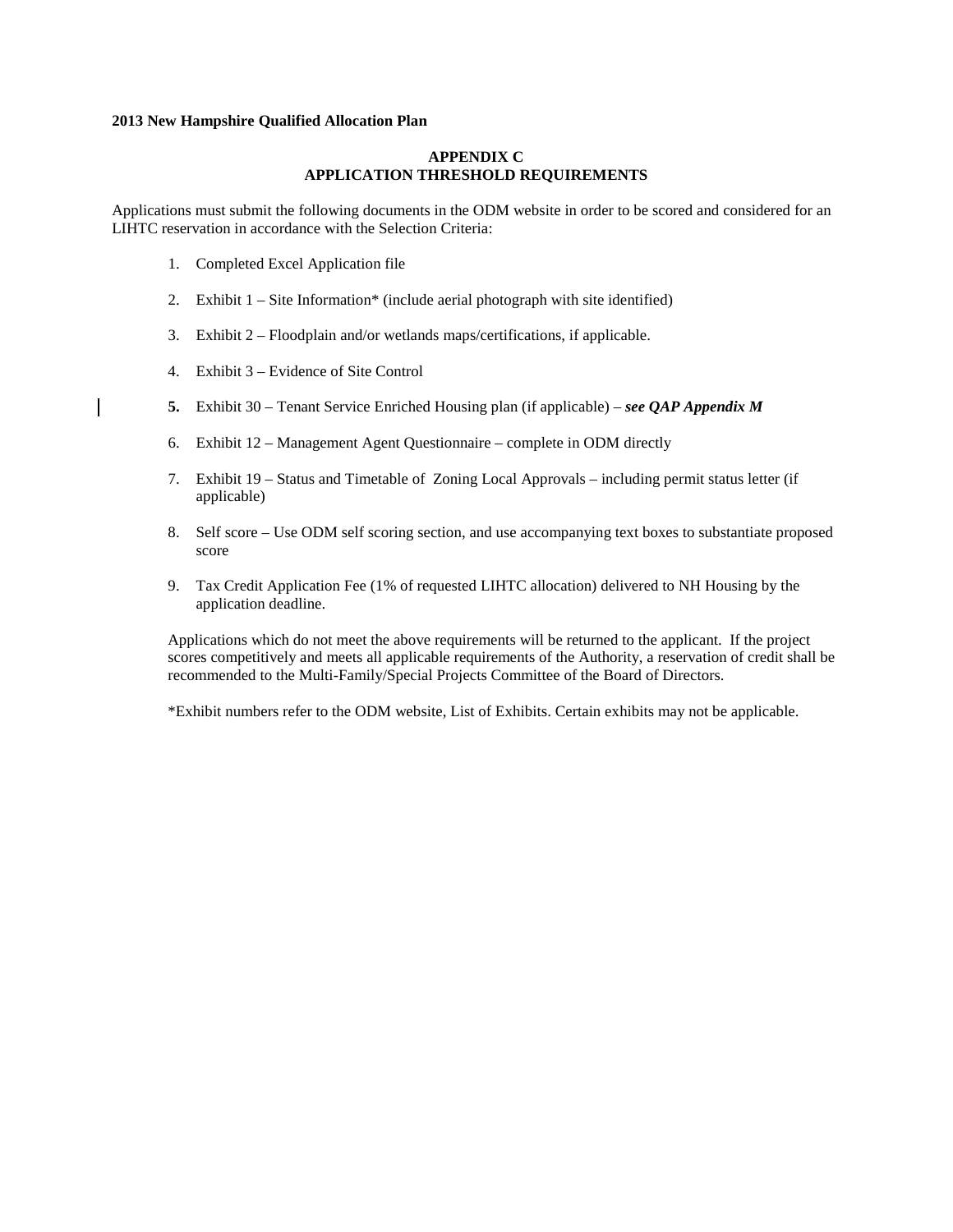**2013 New Hampshire Qualified Allocation Plan**

## APPENDIX C
## APPLICATION THRESHOLD REQUIREMENTS

Applications must submit the following documents in the ODM website in order to be scored and considered for an LIHTC reservation in accordance with the Selection Criteria:

1. Completed Excel Application file
2. Exhibit 1 – Site Information* (include aerial photograph with site identified)
3. Exhibit 2 – Floodplain and/or wetlands maps/certifications, if applicable.
4. Exhibit 3 – Evidence of Site Control
5. Exhibit 30 – Tenant Service Enriched Housing plan (if applicable) – ***see QAP Appendix M***
6. Exhibit 12 – Management Agent Questionnaire – complete in ODM directly
7. Exhibit 19 – Status and Timetable of Zoning Local Approvals – including permit status letter (if applicable)
8. Self score – Use ODM self scoring section, and use accompanying text boxes to substantiate proposed score
9. Tax Credit Application Fee (1% of requested LIHTC allocation) delivered to NH Housing by the application deadline.

Applications which do not meet the above requirements will be returned to the applicant. If the project scores competitively and meets all applicable requirements of the Authority, a reservation of credit shall be recommended to the Multi-Family/Special Projects Committee of the Board of Directors.

*Exhibit numbers refer to the ODM website, List of Exhibits. Certain exhibits may not be applicable.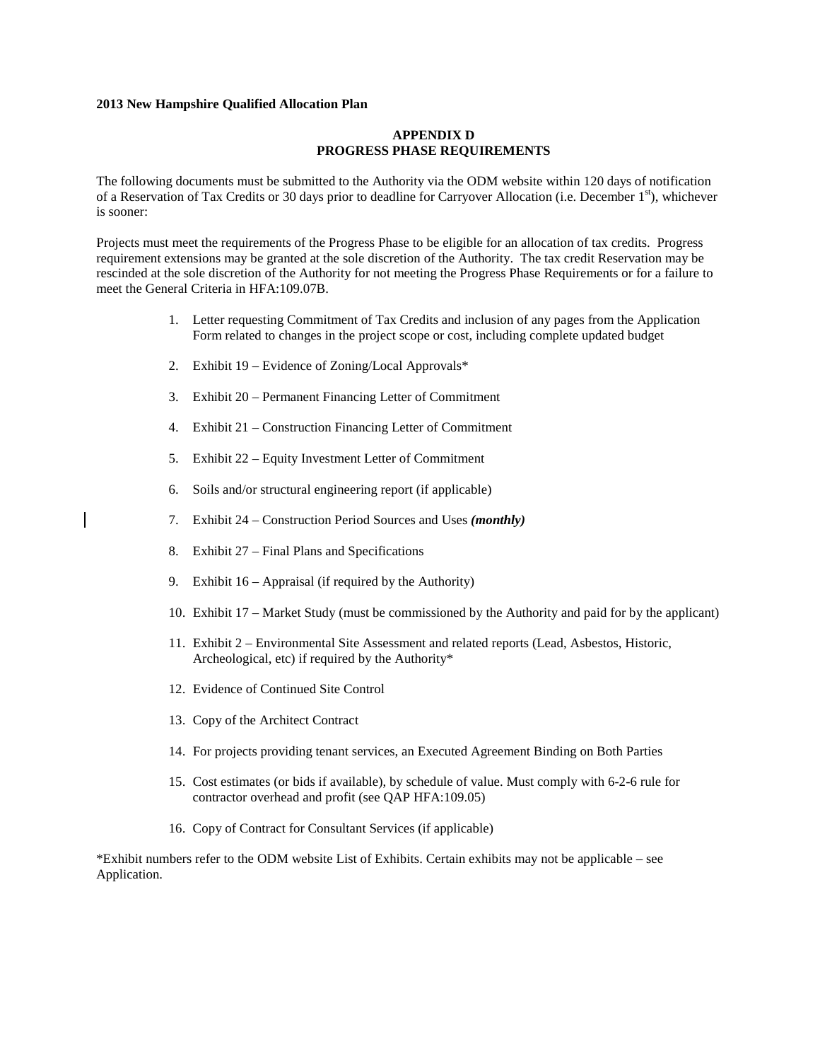**2013 New Hampshire Qualified Allocation Plan**

## APPENDIX D
## PROGRESS PHASE REQUIREMENTS

The following documents must be submitted to the Authority via the ODM website within 120 days of notification of a Reservation of Tax Credits or 30 days prior to deadline for Carryover Allocation (i.e. December 1st), whichever is sooner:

Projects must meet the requirements of the Progress Phase to be eligible for an allocation of tax credits. Progress requirement extensions may be granted at the sole discretion of the Authority. The tax credit Reservation may be rescinded at the sole discretion of the Authority for not meeting the Progress Phase Requirements or for a failure to meet the General Criteria in HFA:109.07B.

1. Letter requesting Commitment of Tax Credits and inclusion of any pages from the Application Form related to changes in the project scope or cost, including complete updated budget
2. Exhibit 19 – Evidence of Zoning/Local Approvals*
3. Exhibit 20 – Permanent Financing Letter of Commitment
4. Exhibit 21 – Construction Financing Letter of Commitment
5. Exhibit 22 – Equity Investment Letter of Commitment
6. Soils and/or structural engineering report (if applicable)
7. Exhibit 24 – Construction Period Sources and Uses ***(monthly)***
8. Exhibit 27 – Final Plans and Specifications
9. Exhibit 16 – Appraisal (if required by the Authority)
10. Exhibit 17 – Market Study (must be commissioned by the Authority and paid for by the applicant)
11. Exhibit 2 – Environmental Site Assessment and related reports (Lead, Asbestos, Historic, Archeological, etc) if required by the Authority*
12. Evidence of Continued Site Control
13. Copy of the Architect Contract
14. For projects providing tenant services, an Executed Agreement Binding on Both Parties
15. Cost estimates (or bids if available), by schedule of value. Must comply with 6-2-6 rule for contractor overhead and profit (see QAP HFA:109.05)
16. Copy of Contract for Consultant Services (if applicable)

*Exhibit numbers refer to the ODM website List of Exhibits. Certain exhibits may not be applicable – see Application.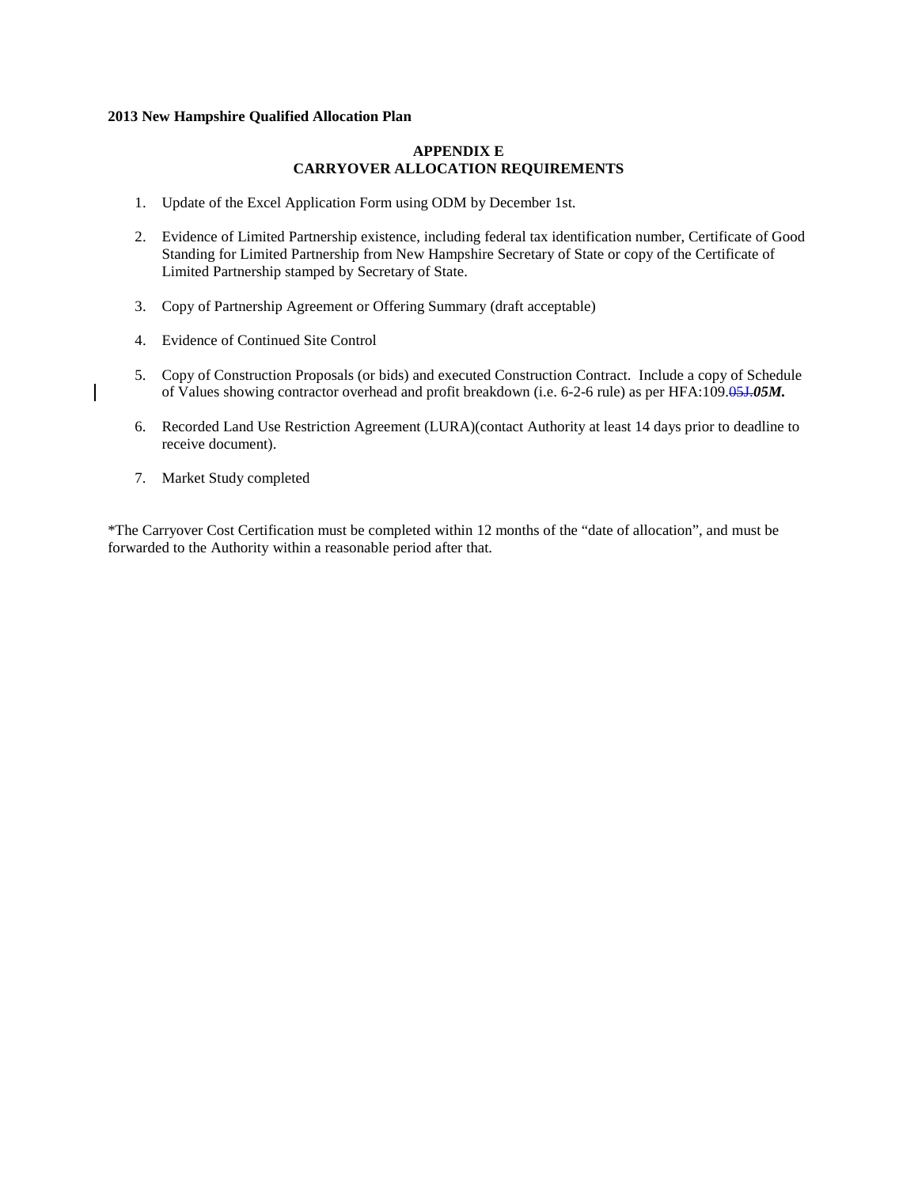**2013 New Hampshire Qualified Allocation Plan**

## APPENDIX E
## CARRYOVER ALLOCATION REQUIREMENTS

1. Update of the Excel Application Form using ODM by December 1st.
2. Evidence of Limited Partnership existence, including federal tax identification number, Certificate of Good Standing for Limited Partnership from New Hampshire Secretary of State or copy of the Certificate of Limited Partnership stamped by Secretary of State.
3. Copy of Partnership Agreement or Offering Summary (draft acceptable)
4. Evidence of Continued Site Control
5. Copy of Construction Proposals (or bids) and executed Construction Contract. Include a copy of Schedule of Values showing contractor overhead and profit breakdown (i.e. 6-2-6 rule) as per HFA:109.~~05J.~~***05M.***
6. Recorded Land Use Restriction Agreement (LURA)(contact Authority at least 14 days prior to deadline to receive document).
7. Market Study completed

*The Carryover Cost Certification must be completed within 12 months of the "date of allocation", and must be forwarded to the Authority within a reasonable period after that.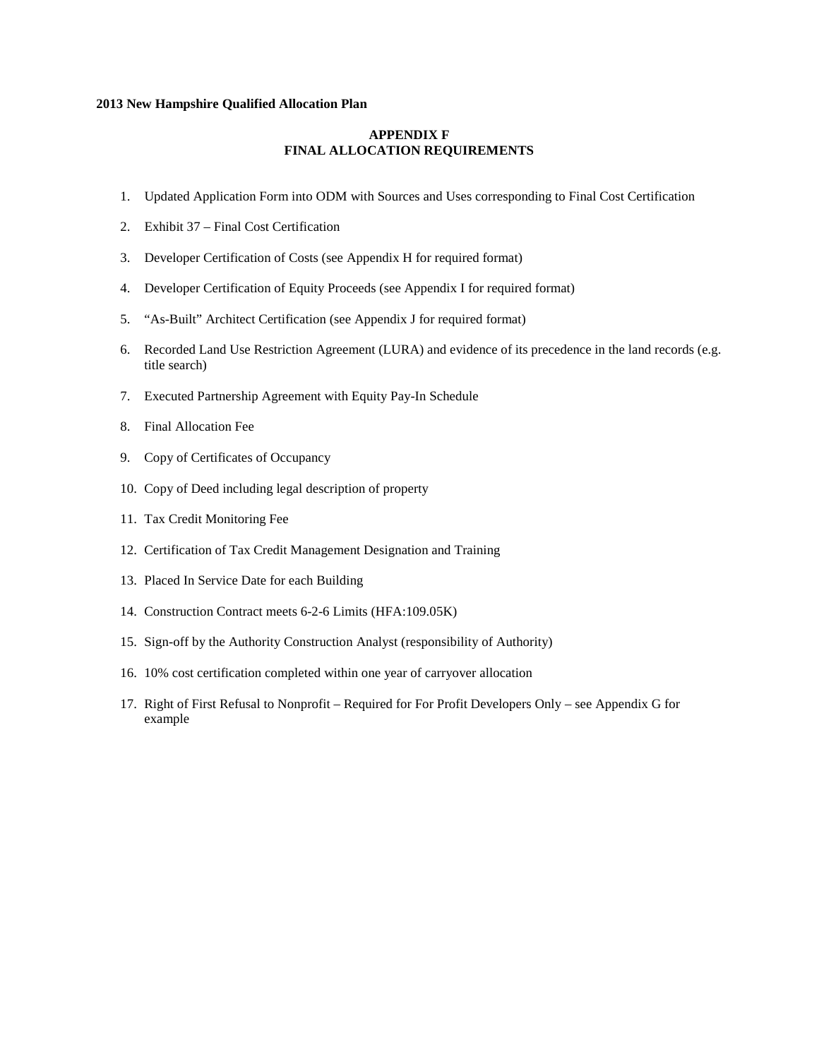**2013 New Hampshire Qualified Allocation Plan**

## APPENDIX F
## FINAL ALLOCATION REQUIREMENTS

1. Updated Application Form into ODM with Sources and Uses corresponding to Final Cost Certification
2. Exhibit 37 – Final Cost Certification
3. Developer Certification of Costs (see Appendix H for required format)
4. Developer Certification of Equity Proceeds (see Appendix I for required format)
5. "As-Built" Architect Certification (see Appendix J for required format)
6. Recorded Land Use Restriction Agreement (LURA) and evidence of its precedence in the land records (e.g. title search)
7. Executed Partnership Agreement with Equity Pay-In Schedule
8. Final Allocation Fee
9. Copy of Certificates of Occupancy
10. Copy of Deed including legal description of property
11. Tax Credit Monitoring Fee
12. Certification of Tax Credit Management Designation and Training
13. Placed In Service Date for each Building
14. Construction Contract meets 6-2-6 Limits (HFA:109.05K)
15. Sign-off by the Authority Construction Analyst (responsibility of Authority)
16. 10% cost certification completed within one year of carryover allocation
17. Right of First Refusal to Nonprofit – Required for For Profit Developers Only – see Appendix G for example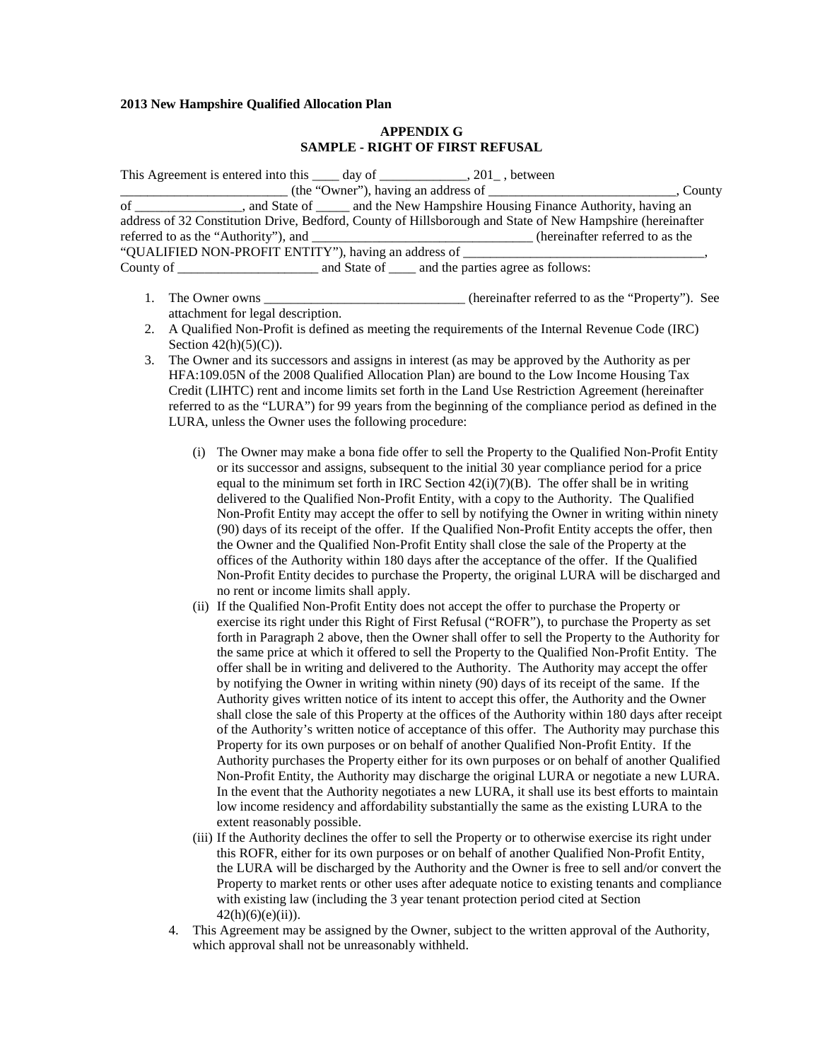**2013 New Hampshire Qualified Allocation Plan**

**APPENDIX G**
**SAMPLE - RIGHT OF FIRST REFUSAL**

This Agreement is entered into this ____ day of _____________, 201_ , between _________________________ (the "Owner"), having an address of ____________________________, County of ________________, and State of _____ and the New Hampshire Housing Finance Authority, having an address of 32 Constitution Drive, Bedford, County of Hillsborough and State of New Hampshire (hereinafter referred to as the "Authority"), and _________________________________ (hereinafter referred to as the "QUALIFIED NON-PROFIT ENTITY"), having an address of ____________________________________, County of _____________________ and State of ____ and the parties agree as follows:

1. The Owner owns ______________________________ (hereinafter referred to as the "Property"). See attachment for legal description.
2. A Qualified Non-Profit is defined as meeting the requirements of the Internal Revenue Code (IRC) Section 42(h)(5)(C)).
3. The Owner and its successors and assigns in interest (as may be approved by the Authority as per HFA:109.05N of the 2008 Qualified Allocation Plan) are bound to the Low Income Housing Tax Credit (LIHTC) rent and income limits set forth in the Land Use Restriction Agreement (hereinafter referred to as the "LURA") for 99 years from the beginning of the compliance period as defined in the LURA, unless the Owner uses the following procedure:

   (i) The Owner may make a bona fide offer to sell the Property to the Qualified Non-Profit Entity or its successor and assigns, subsequent to the initial 30 year compliance period for a price equal to the minimum set forth in IRC Section 42(i)(7)(B). The offer shall be in writing delivered to the Qualified Non-Profit Entity, with a copy to the Authority. The Qualified Non-Profit Entity may accept the offer to sell by notifying the Owner in writing within ninety (90) days of its receipt of the offer. If the Qualified Non-Profit Entity accepts the offer, then the Owner and the Qualified Non-Profit Entity shall close the sale of the Property at the offices of the Authority within 180 days after the acceptance of the offer. If the Qualified Non-Profit Entity decides to purchase the Property, the original LURA will be discharged and no rent or income limits shall apply.

   (ii) If the Qualified Non-Profit Entity does not accept the offer to purchase the Property or exercise its right under this Right of First Refusal ("ROFR"), to purchase the Property as set forth in Paragraph 2 above, then the Owner shall offer to sell the Property to the Authority for the same price at which it offered to sell the Property to the Qualified Non-Profit Entity. The offer shall be in writing and delivered to the Authority. The Authority may accept the offer by notifying the Owner in writing within ninety (90) days of its receipt of the same. If the Authority gives written notice of its intent to accept this offer, the Authority and the Owner shall close the sale of this Property at the offices of the Authority within 180 days after receipt of the Authority's written notice of acceptance of this offer. The Authority may purchase this Property for its own purposes or on behalf of another Qualified Non-Profit Entity. If the Authority purchases the Property either for its own purposes or on behalf of another Qualified Non-Profit Entity, the Authority may discharge the original LURA or negotiate a new LURA. In the event that the Authority negotiates a new LURA, it shall use its best efforts to maintain low income residency and affordability substantially the same as the existing LURA to the extent reasonably possible.

   (iii) If the Authority declines the offer to sell the Property or to otherwise exercise its right under this ROFR, either for its own purposes or on behalf of another Qualified Non-Profit Entity, the LURA will be discharged by the Authority and the Owner is free to sell and/or convert the Property to market rents or other uses after adequate notice to existing tenants and compliance with existing law (including the 3 year tenant protection period cited at Section 42(h)(6)(e)(ii)).

4. This Agreement may be assigned by the Owner, subject to the written approval of the Authority, which approval shall not be unreasonably withheld.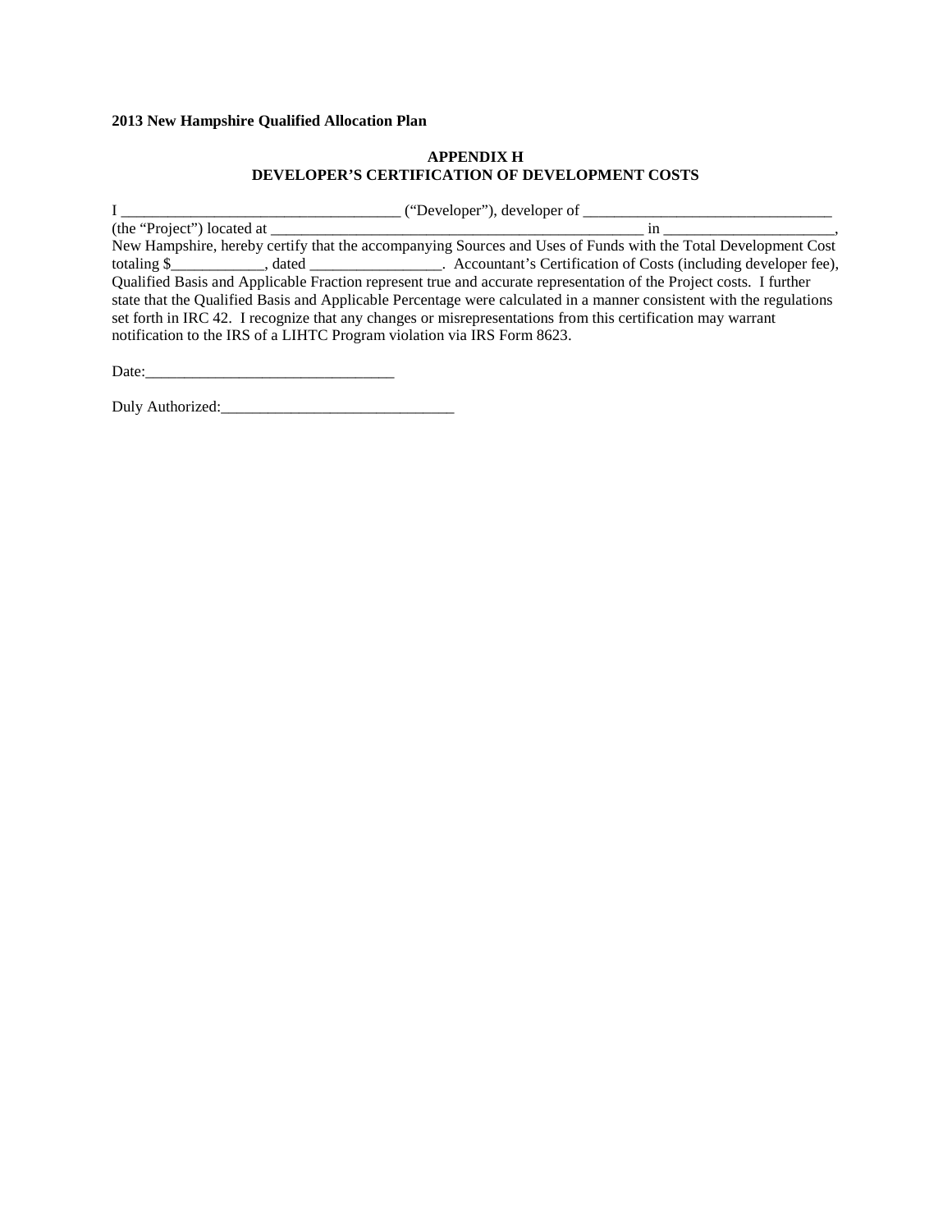**2013 New Hampshire Qualified Allocation Plan**

**APPENDIX H**
**DEVELOPER'S CERTIFICATION OF DEVELOPMENT COSTS**

I \_\_\_\_\_\_\_\_\_\_\_\_\_\_\_\_\_\_\_\_\_\_\_\_\_\_\_\_\_\_\_\_\_\_\_ ("Developer"), developer of \_\_\_\_\_\_\_\_\_\_\_\_\_\_\_\_\_\_\_\_\_\_\_\_\_\_\_\_\_\_\_\_\_ (the "Project") located at \_\_\_\_\_\_\_\_\_\_\_\_\_\_\_\_\_\_\_\_\_\_\_\_\_\_\_\_\_\_\_\_\_\_\_\_\_\_\_\_\_\_\_\_\_\_\_\_\_ in \_\_\_\_\_\_\_\_\_\_\_\_\_\_\_\_\_\_\_\_\_\_, New Hampshire, hereby certify that the accompanying Sources and Uses of Funds with the Total Development Cost totaling $\_\_\_\_\_\_\_\_\_\_\_\_, dated \_\_\_\_\_\_\_\_\_\_\_\_\_\_\_\_\_. Accountant's Certification of Costs (including developer fee), Qualified Basis and Applicable Fraction represent true and accurate representation of the Project costs. I further state that the Qualified Basis and Applicable Percentage were calculated in a manner consistent with the regulations set forth in IRC 42. I recognize that any changes or misrepresentations from this certification may warrant notification to the IRS of a LIHTC Program violation via IRS Form 8623.

Date:\_\_\_\_\_\_\_\_\_\_\_\_\_\_\_\_\_\_\_\_\_\_\_\_\_\_\_\_\_\_\_\_

Duly Authorized:\_\_\_\_\_\_\_\_\_\_\_\_\_\_\_\_\_\_\_\_\_\_\_\_\_\_\_\_\_\_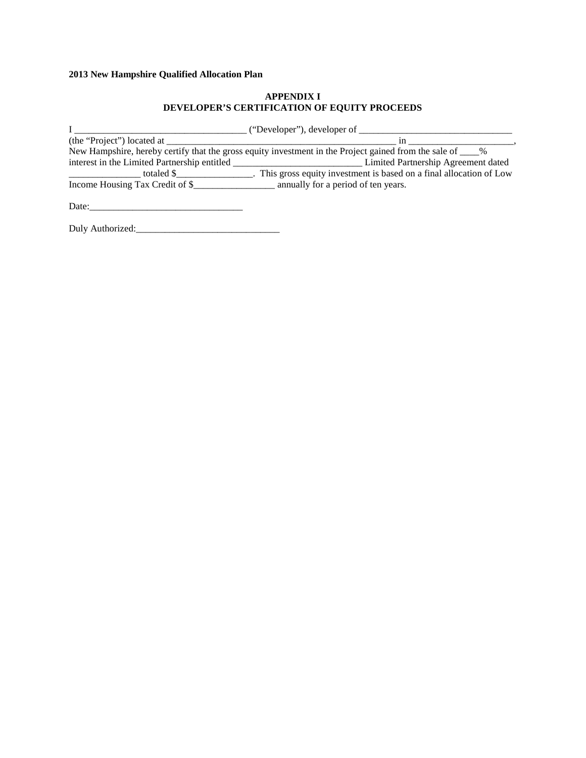**2013 New Hampshire Qualified Allocation Plan**

**APPENDIX I**
**DEVELOPER'S CERTIFICATION OF EQUITY PROCEEDS**

I ___________________________________ ("Developer"), developer of ________________________________ (the "Project") located at _______________________________________________ in ______________________, New Hampshire, hereby certify that the gross equity investment in the Project gained from the sale of ____% interest in the Limited Partnership entitled ___________________________ Limited Partnership Agreement dated _______________ totaled $________________. This gross equity investment is based on a final allocation of Low Income Housing Tax Credit of $_________________ annually for a period of ten years.

Date:________________________________

Duly Authorized:______________________________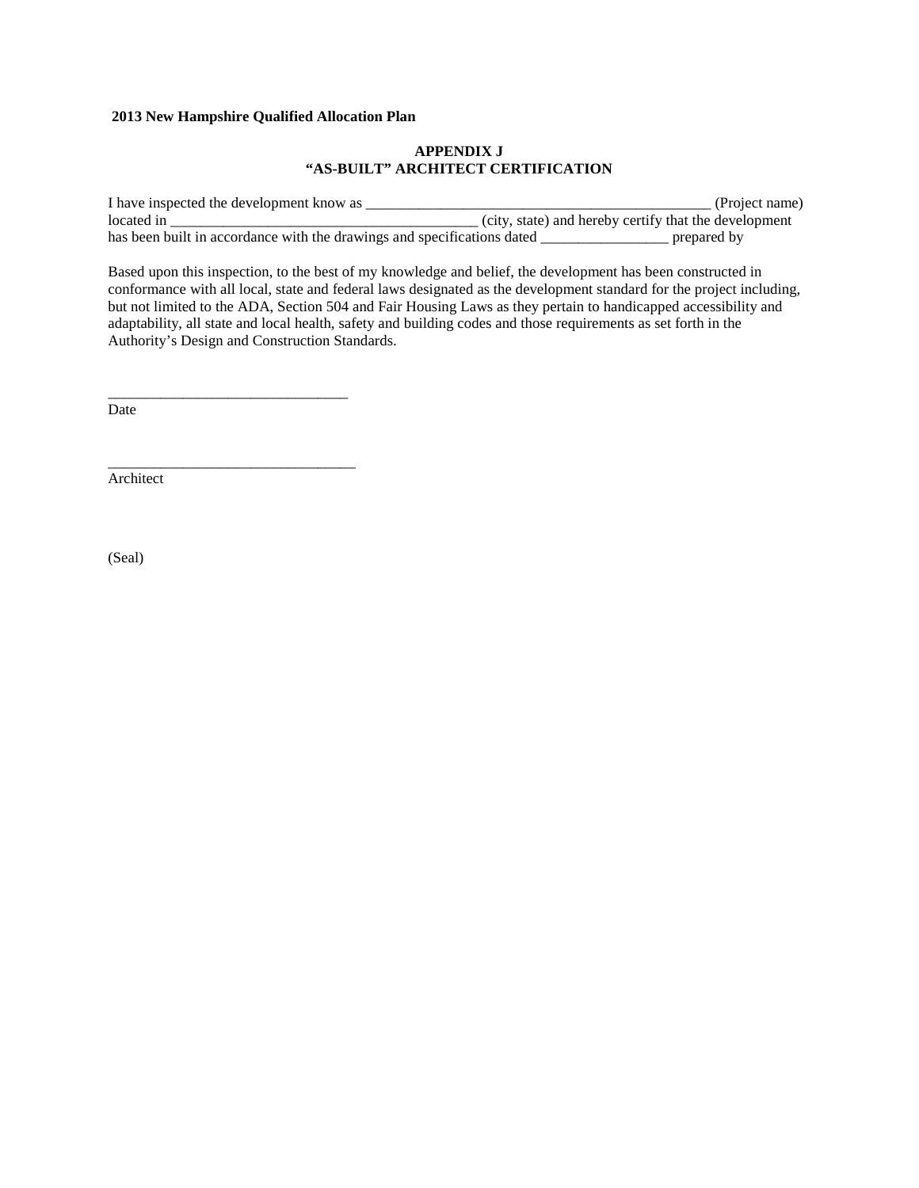**2013 New Hampshire Qualified Allocation Plan**

**APPENDIX J**
**"AS-BUILT" ARCHITECT CERTIFICATION**

I have inspected the development know as _______________________________________________ (Project name) located in _________________________________________ (city, state) and hereby certify that the development has been built in accordance with the drawings and specifications dated _________________ prepared by

Based upon this inspection, to the best of my knowledge and belief, the development has been constructed in conformance with all local, state and federal laws designated as the development standard for the project including, but not limited to the ADA, Section 504 and Fair Housing Laws as they pertain to handicapped accessibility and adaptability, all state and local health, safety and building codes and those requirements as set forth in the Authority's Design and Construction Standards.

_________________________________
Date

__________________________________
Architect

(Seal)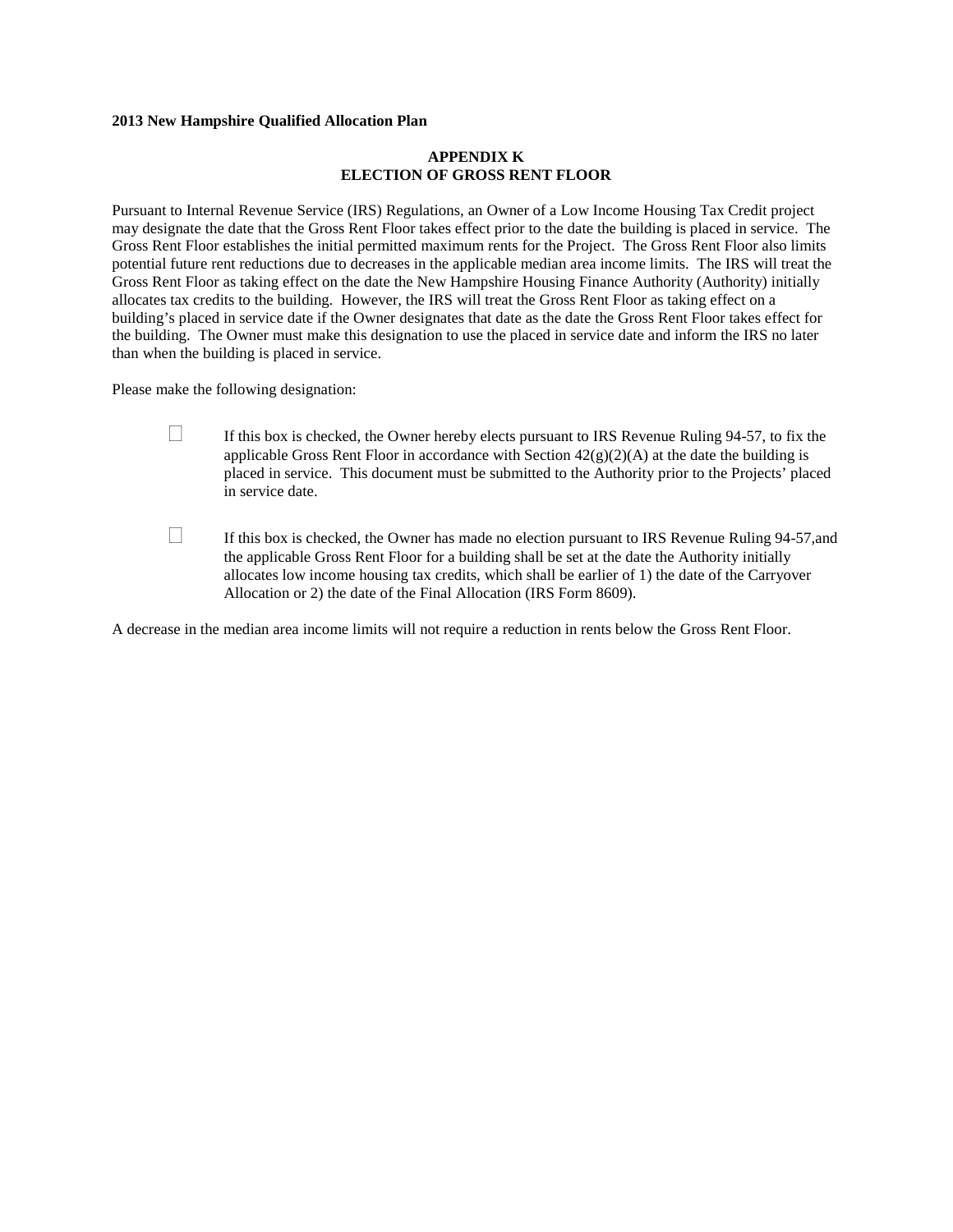**2013 New Hampshire Qualified Allocation Plan**

## APPENDIX K
## ELECTION OF GROSS RENT FLOOR

Pursuant to Internal Revenue Service (IRS) Regulations, an Owner of a Low Income Housing Tax Credit project may designate the date that the Gross Rent Floor takes effect prior to the date the building is placed in service. The Gross Rent Floor establishes the initial permitted maximum rents for the Project. The Gross Rent Floor also limits potential future rent reductions due to decreases in the applicable median area income limits. The IRS will treat the Gross Rent Floor as taking effect on the date the New Hampshire Housing Finance Authority (Authority) initially allocates tax credits to the building. However, the IRS will treat the Gross Rent Floor as taking effect on a building's placed in service date if the Owner designates that date as the date the Gross Rent Floor takes effect for the building. The Owner must make this designation to use the placed in service date and inform the IRS no later than when the building is placed in service.

Please make the following designation:

☐ If this box is checked, the Owner hereby elects pursuant to IRS Revenue Ruling 94-57, to fix the applicable Gross Rent Floor in accordance with Section 42(g)(2)(A) at the date the building is placed in service. This document must be submitted to the Authority prior to the Projects' placed in service date.

☐ If this box is checked, the Owner has made no election pursuant to IRS Revenue Ruling 94-57,and the applicable Gross Rent Floor for a building shall be set at the date the Authority initially allocates low income housing tax credits, which shall be earlier of 1) the date of the Carryover Allocation or 2) the date of the Final Allocation (IRS Form 8609).

A decrease in the median area income limits will not require a reduction in rents below the Gross Rent Floor.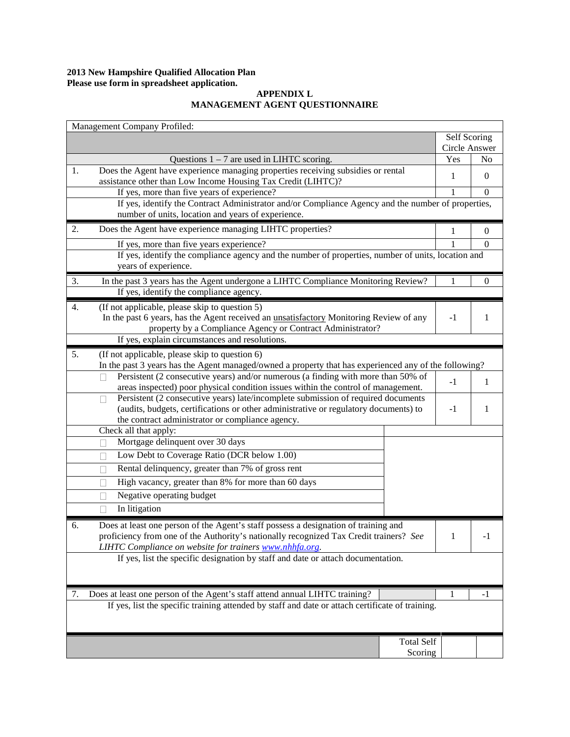**2013 New Hampshire Qualified Allocation Plan**
**Please use form in spreadsheet application.**

## APPENDIX L
## MANAGEMENT AGENT QUESTIONNAIRE

| Management Company Profiled: | | | |
|---|---|---|---|
| | | Self Scoring Circle Answer | |
| | Questions 1 – 7 are used in LIHTC scoring. | Yes | No |
| 1. | Does the Agent have experience managing properties receiving subsidies or rental assistance other than Low Income Housing Tax Credit (LIHTC)? | 1 | 0 |
| | If yes, more than five years of experience? | 1 | 0 |
| | If yes, identify the Contract Administrator and/or Compliance Agency and the number of properties, number of units, location and years of experience. | | |
| 2. | Does the Agent have experience managing LIHTC properties? | 1 | 0 |
| | If yes, more than five years experience? | 1 | 0 |
| | If yes, identify the compliance agency and the number of properties, number of units, location and years of experience. | | |
| 3. | In the past 3 years has the Agent undergone a LIHTC Compliance Monitoring Review? | 1 | 0 |
| | If yes, identify the compliance agency. | | |
| 4. | (If not applicable, please skip to question 5) In the past 6 years, has the Agent received an <u>unsatisfactory</u> Monitoring Review of any property by a Compliance Agency or Contract Administrator? | -1 | 1 |
| | If yes, explain circumstances and resolutions. | | |
| 5. | (If not applicable, please skip to question 6) In the past 3 years has the Agent managed/owned a property that has experienced any of the following? | | |
| | ☐ Persistent (2 consecutive years) and/or numerous (a finding with more than 50% of areas inspected) poor physical condition issues within the control of management. | -1 | 1 |
| | ☐ Persistent (2 consecutive years) late/incomplete submission of required documents (audits, budgets, certifications or other administrative or regulatory documents) to the contract administrator or compliance agency. | -1 | 1 |
| | Check all that apply: | | |
| | ☐ Mortgage delinquent over 30 days | | |
| | ☐ Low Debt to Coverage Ratio (DCR below 1.00) | | |
| | ☐ Rental delinquency, greater than 7% of gross rent | | |
| | ☐ High vacancy, greater than 8% for more than 60 days | | |
| | ☐ Negative operating budget | | |
| | ☐ In litigation | | |
| 6. | Does at least one person of the Agent's staff possess a designation of training and proficiency from one of the Authority's nationally recognized Tax Credit trainers? *See LIHTC Compliance on website for trainers [www.nhhfa.org](http://www.nhhfa.org).* | 1 | -1 |
| | If yes, list the specific designation by staff and date or attach documentation. | | |
| 7. | Does at least one person of the Agent's staff attend annual LIHTC training? | 1 | -1 |
| | If yes, list the specific training attended by staff and date or attach certificate of training. | | |
| | Total Self Scoring | | |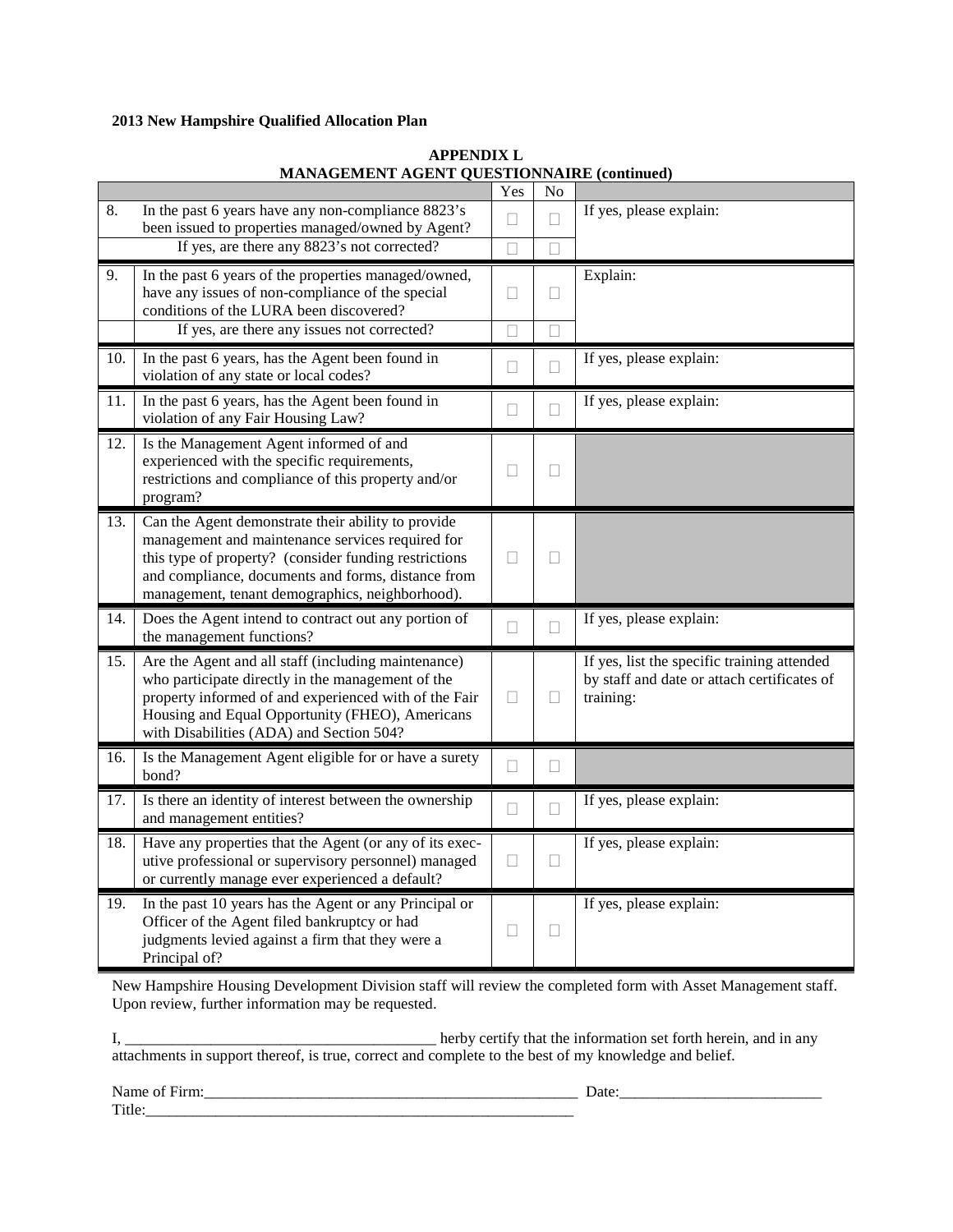**2013 New Hampshire Qualified Allocation Plan**

**APPENDIX L**
**MANAGEMENT AGENT QUESTIONNAIRE (continued)**

| | | Yes | No | |
|---|---|---|---|---|
| 8. | In the past 6 years have any non-compliance 8823's been issued to properties managed/owned by Agent? | ☐ | ☐ | If yes, please explain: |
| | If yes, are there any 8823's not corrected? | ☐ | ☐ | |
| 9. | In the past 6 years of the properties managed/owned, have any issues of non-compliance of the special conditions of the LURA been discovered? | ☐ | ☐ | Explain: |
| | If yes, are there any issues not corrected? | ☐ | ☐ | |
| 10. | In the past 6 years, has the Agent been found in violation of any state or local codes? | ☐ | ☐ | If yes, please explain: |
| 11. | In the past 6 years, has the Agent been found in violation of any Fair Housing Law? | ☐ | ☐ | If yes, please explain: |
| 12. | Is the Management Agent informed of and experienced with the specific requirements, restrictions and compliance of this property and/or program? | ☐ | ☐ | |
| 13. | Can the Agent demonstrate their ability to provide management and maintenance services required for this type of property? (consider funding restrictions and compliance, documents and forms, distance from management, tenant demographics, neighborhood). | ☐ | ☐ | |
| 14. | Does the Agent intend to contract out any portion of the management functions? | ☐ | ☐ | If yes, please explain: |
| 15. | Are the Agent and all staff (including maintenance) who participate directly in the management of the property informed of and experienced with of the Fair Housing and Equal Opportunity (FHEO), Americans with Disabilities (ADA) and Section 504? | ☐ | ☐ | If yes, list the specific training attended by staff and date or attach certificates of training: |
| 16. | Is the Management Agent eligible for or have a surety bond? | ☐ | ☐ | |
| 17. | Is there an identity of interest between the ownership and management entities? | ☐ | ☐ | If yes, please explain: |
| 18. | Have any properties that the Agent (or any of its executive professional or supervisory personnel) managed or currently manage ever experienced a default? | ☐ | ☐ | If yes, please explain: |
| 19. | In the past 10 years has the Agent or any Principal or Officer of the Agent filed bankruptcy or had judgments levied against a firm that they were a Principal of? | ☐ | ☐ | If yes, please explain: |

New Hampshire Housing Development Division staff will review the completed form with Asset Management staff. Upon review, further information may be requested.

I, ________________________________________ herby certify that the information set forth herein, and in any attachments in support thereof, is true, correct and complete to the best of my knowledge and belief.

Name of Firm:__________________________________________________ Date:__________________________

Title:__________________________________________________________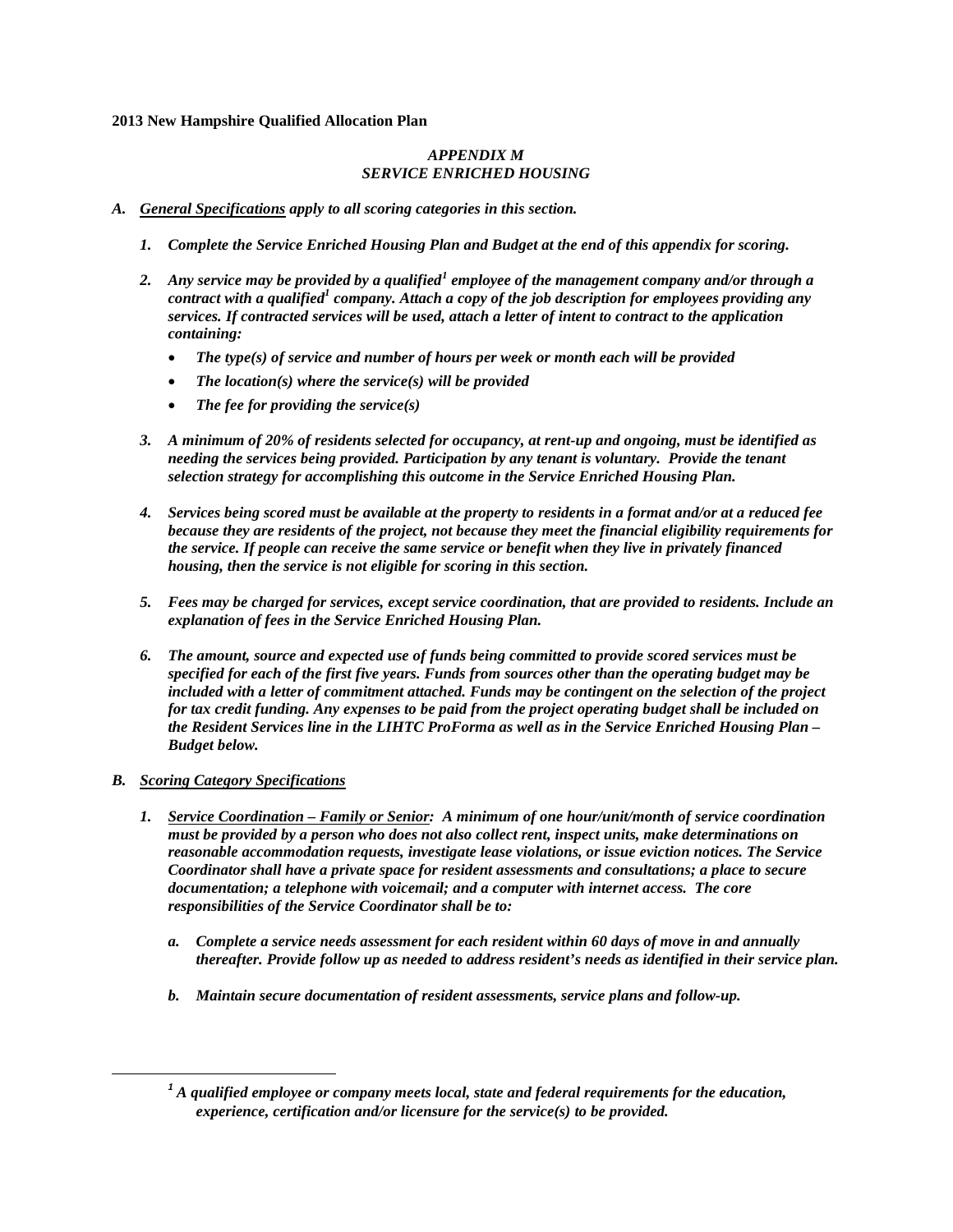**2013 New Hampshire Qualified Allocation Plan**

## *APPENDIX M*
## *SERVICE ENRICHED HOUSING*

***A. General Specifications apply to all scoring categories in this section.***

1. ***Complete the Service Enriched Housing Plan and Budget at the end of this appendix for scoring.***

2. ***Any service may be provided by a qualified[1] employee of the management company and/or through a contract with a qualified[1] company. Attach a copy of the job description for employees providing any services. If contracted services will be used, attach a letter of intent to contract to the application containing:***
   - ***The type(s) of service and number of hours per week or month each will be provided***
   - ***The location(s) where the service(s) will be provided***
   - ***The fee for providing the service(s)***

3. ***A minimum of 20% of residents selected for occupancy, at rent-up and ongoing, must be identified as needing the services being provided. Participation by any tenant is voluntary. Provide the tenant selection strategy for accomplishing this outcome in the Service Enriched Housing Plan.***

4. ***Services being scored must be available at the property to residents in a format and/or at a reduced fee because they are residents of the project, not because they meet the financial eligibility requirements for the service. If people can receive the same service or benefit when they live in privately financed housing, then the service is not eligible for scoring in this section.***

5. ***Fees may be charged for services, except service coordination, that are provided to residents. Include an explanation of fees in the Service Enriched Housing Plan.***

6. ***The amount, source and expected use of funds being committed to provide scored services must be specified for each of the first five years. Funds from sources other than the operating budget may be included with a letter of commitment attached. Funds may be contingent on the selection of the project for tax credit funding. Any expenses to be paid from the project operating budget shall be included on the Resident Services line in the LIHTC ProForma as well as in the Service Enriched Housing Plan – Budget below.***

***B. Scoring Category Specifications***

1. ***Service Coordination – Family or Senior: A minimum of one hour/unit/month of service coordination must be provided by a person who does not also collect rent, inspect units, make determinations on reasonable accommodation requests, investigate lease violations, or issue eviction notices. The Service Coordinator shall have a private space for resident assessments and consultations; a place to secure documentation; a telephone with voicemail; and a computer with internet access. The core responsibilities of the Service Coordinator shall be to:***

   a. ***Complete a service needs assessment for each resident within 60 days of move in and annually thereafter. Provide follow up as needed to address resident's needs as identified in their service plan.***

   b. ***Maintain secure documentation of resident assessments, service plans and follow-up.***

---

***[1] A qualified employee or company meets local, state and federal requirements for the education, experience, certification and/or licensure for the service(s) to be provided.***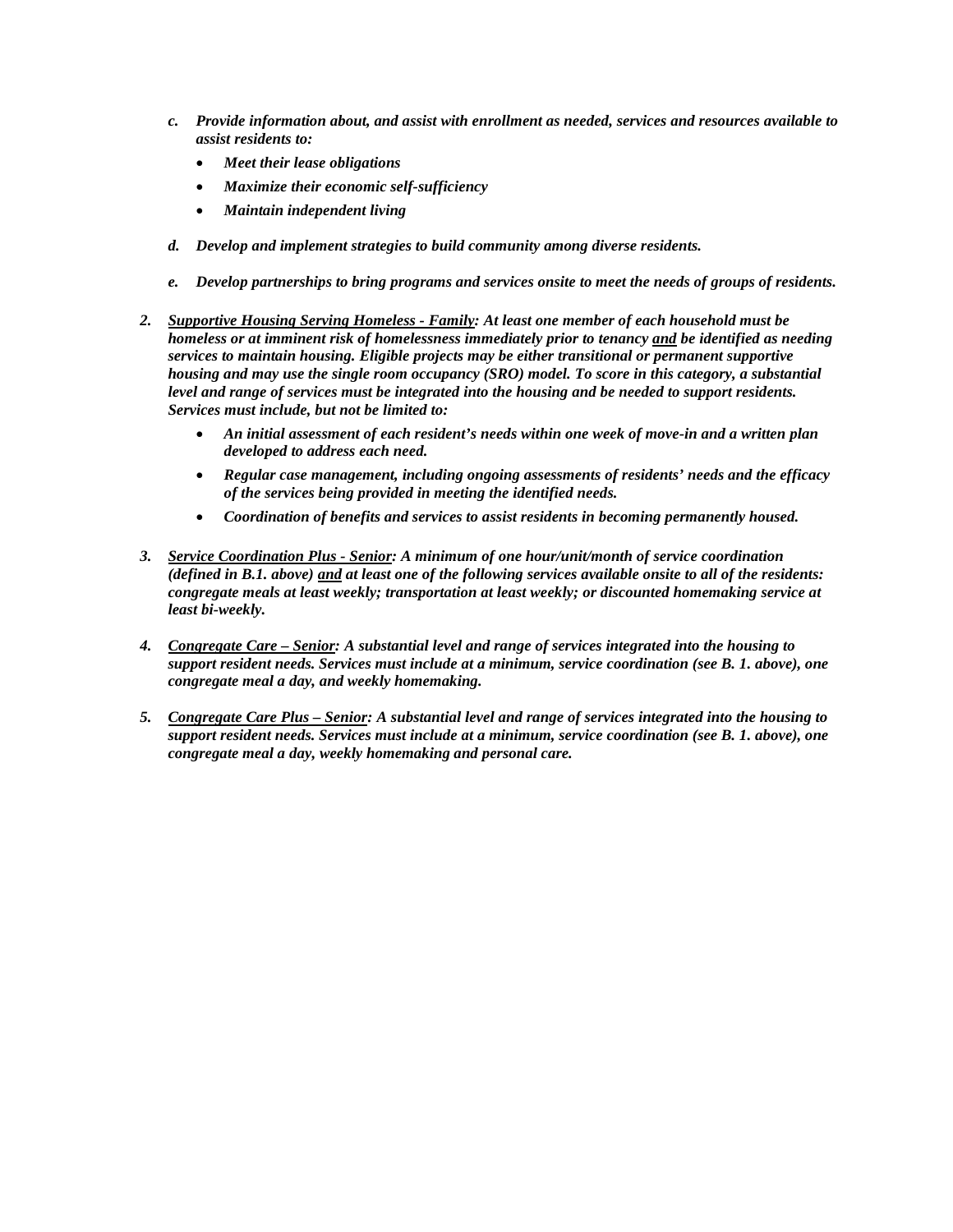c. ***Provide information about, and assist with enrollment as needed, services and resources available to assist residents to:***
      - ***Meet their lease obligations***
      - ***Maximize their economic self-sufficiency***
      - ***Maintain independent living***

   d. ***Develop and implement strategies to build community among diverse residents.***

   e. ***Develop partnerships to bring programs and services onsite to meet the needs of groups of residents.***

2. ***<u>Supportive Housing Serving Homeless - Family</u>: At least one member of each household must be homeless or at imminent risk of homelessness immediately prior to tenancy <u>and</u> be identified as needing services to maintain housing. Eligible projects may be either transitional or permanent supportive housing and may use the single room occupancy (SRO) model. To score in this category, a substantial level and range of services must be integrated into the housing and be needed to support residents. Services must include, but not be limited to:***
   - ***An initial assessment of each resident's needs within one week of move-in and a written plan developed to address each need.***
   - ***Regular case management, including ongoing assessments of residents' needs and the efficacy of the services being provided in meeting the identified needs.***
   - ***Coordination of benefits and services to assist residents in becoming permanently housed.***

3. ***<u>Service Coordination Plus - Senior</u>: A minimum of one hour/unit/month of service coordination (defined in B.1. above) <u>and</u> at least one of the following services available onsite to all of the residents: congregate meals at least weekly; transportation at least weekly; or discounted homemaking service at least bi-weekly.***

4. ***<u>Congregate Care – Senior</u>: A substantial level and range of services integrated into the housing to support resident needs. Services must include at a minimum, service coordination (see B. 1. above), one congregate meal a day, and weekly homemaking.***

5. ***<u>Congregate Care Plus – Senior</u>: A substantial level and range of services integrated into the housing to support resident needs. Services must include at a minimum, service coordination (see B. 1. above), one congregate meal a day, weekly homemaking and personal care.***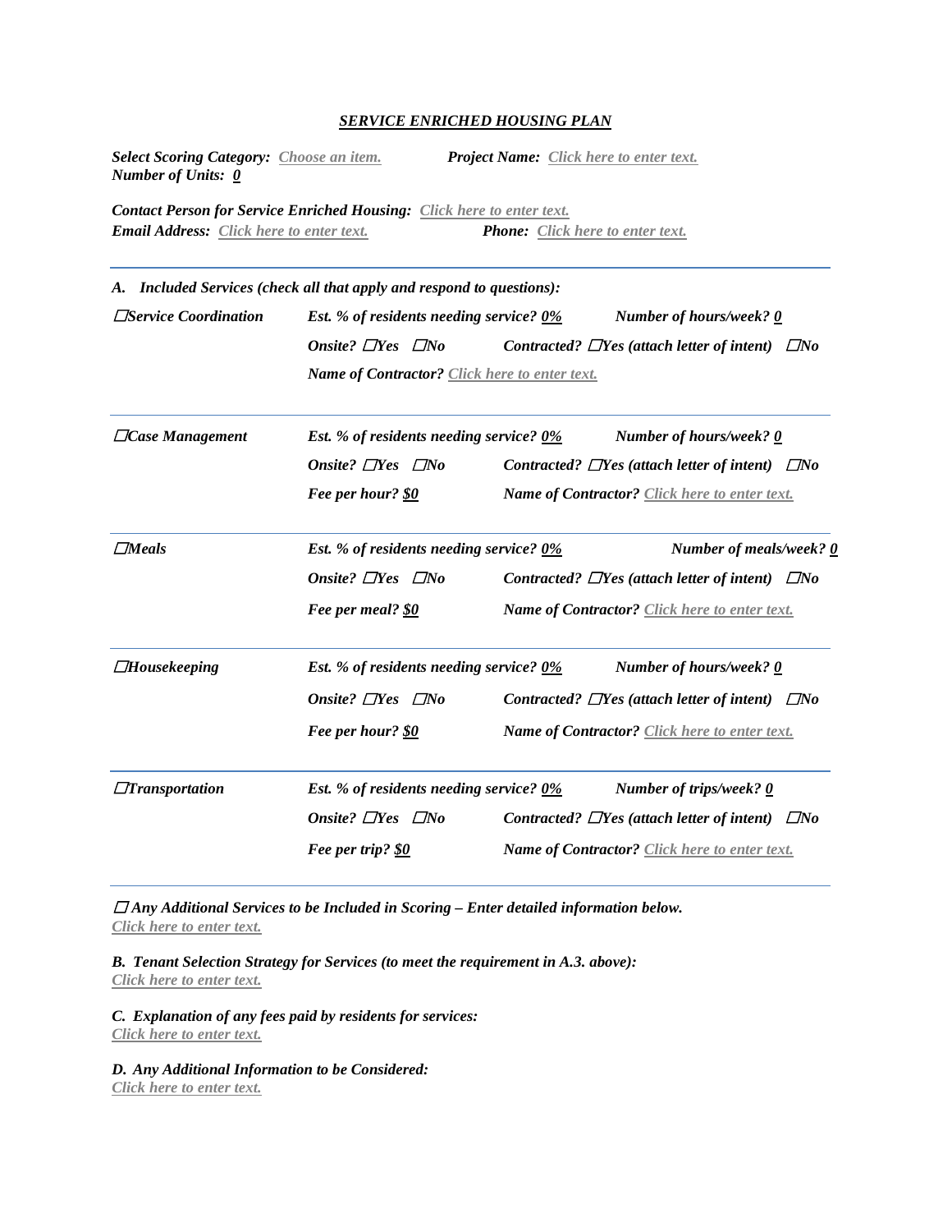## *SERVICE ENRICHED HOUSING PLAN*

***Select Scoring Category:*** *Choose an item.* ***Project Name:*** *Click here to enter text.*
***Number of Units:*** *0*

***Contact Person for Service Enriched Housing:*** *Click here to enter text.*
***Email Address:*** *Click here to enter text.* ***Phone:*** *Click here to enter text.*

---

***A. Included Services (check all that apply and respond to questions):***

| | | |
|---|---|---|
| ☐*Service Coordination* | *Est. % of residents needing service? 0%* | *Number of hours/week? 0* |
| | *Onsite? ☐Yes ☐No* | *Contracted? ☐Yes (attach letter of intent) ☐No* |
| | *Name of Contractor? Click here to enter text.* | |
| ☐*Case Management* | *Est. % of residents needing service? 0%* | *Number of hours/week? 0* |
| | *Onsite? ☐Yes ☐No* | *Contracted? ☐Yes (attach letter of intent) ☐No* |
| | *Fee per hour? $0* | *Name of Contractor? Click here to enter text.* |
| ☐*Meals* | *Est. % of residents needing service? 0%* | *Number of meals/week? 0* |
| | *Onsite? ☐Yes ☐No* | *Contracted? ☐Yes (attach letter of intent) ☐No* |
| | *Fee per meal? $0* | *Name of Contractor? Click here to enter text.* |
| ☐*Housekeeping* | *Est. % of residents needing service? 0%* | *Number of hours/week? 0* |
| | *Onsite? ☐Yes ☐No* | *Contracted? ☐Yes (attach letter of intent) ☐No* |
| | *Fee per hour? $0* | *Name of Contractor? Click here to enter text.* |
| ☐*Transportation* | *Est. % of residents needing service? 0%* | *Number of trips/week? 0* |
| | *Onsite? ☐Yes ☐No* | *Contracted? ☐Yes (attach letter of intent) ☐No* |
| | *Fee per trip? $0* | *Name of Contractor? Click here to enter text.* |

---

☐ ***Any Additional Services to be Included in Scoring – Enter detailed information below.***
*Click here to enter text.*

***B. Tenant Selection Strategy for Services (to meet the requirement in A.3. above):***
*Click here to enter text.*

***C. Explanation of any fees paid by residents for services:***
*Click here to enter text.*

***D. Any Additional Information to be Considered:***
*Click here to enter text.*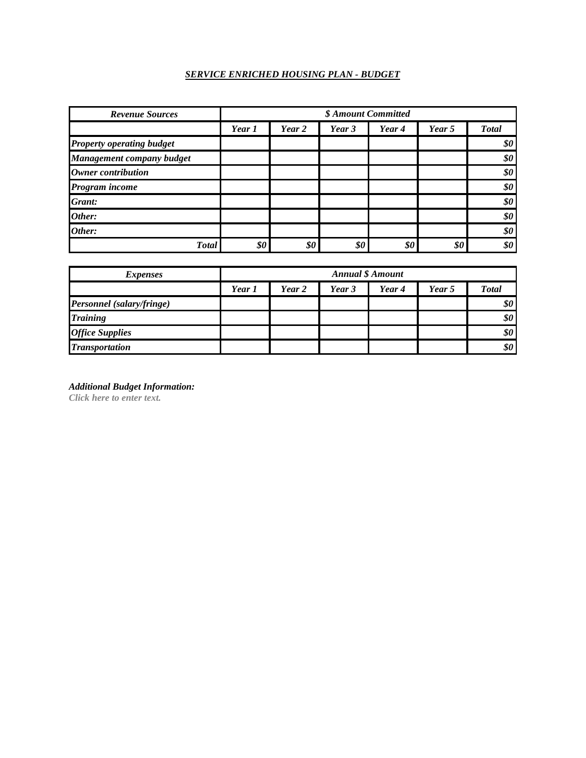***SERVICE ENRICHED HOUSING PLAN - BUDGET***

| *Revenue Sources* | *$ Amount Committed* | | | | | |
|---|---|---|---|---|---|---|
| | *Year 1* | *Year 2* | *Year 3* | *Year 4* | *Year 5* | *Total* |
| ***Property operating budget*** | | | | | | *$0* |
| ***Management company budget*** | | | | | | *$0* |
| ***Owner contribution*** | | | | | | *$0* |
| ***Program income*** | | | | | | *$0* |
| ***Grant:*** | | | | | | *$0* |
| ***Other:*** | | | | | | *$0* |
| ***Other:*** | | | | | | *$0* |
| ***Total*** | *$0* | *$0* | *$0* | *$0* | *$0* | *$0* |

| *Expenses* | *Annual $ Amount* | | | | | |
|---|---|---|---|---|---|---|
| | *Year 1* | *Year 2* | *Year 3* | *Year 4* | *Year 5* | *Total* |
| ***Personnel (salary/fringe)*** | | | | | | *$0* |
| ***Training*** | | | | | | *$0* |
| ***Office Supplies*** | | | | | | *$0* |
| ***Transportation*** | | | | | | *$0* |

***Additional Budget Information:***

*Click here to enter text.*